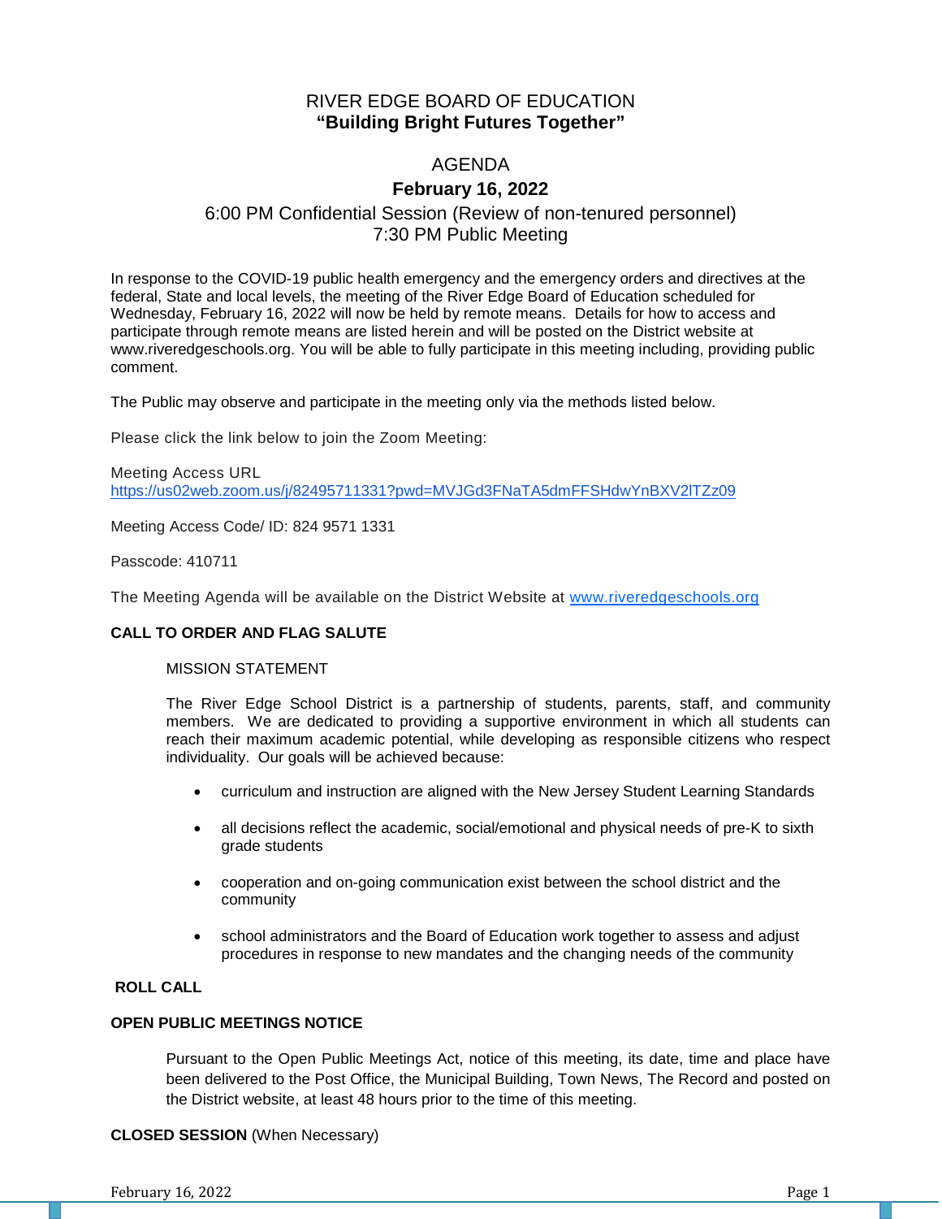# RIVER EDGE BOARD OF EDUCATION
## "Building Bright Futures Together"

## AGENDA
### February 16, 2022
6:00 PM Confidential Session (Review of non-tenured personnel)
7:30 PM Public Meeting

In response to the COVID-19 public health emergency and the emergency orders and directives at the federal, State and local levels, the meeting of the River Edge Board of Education scheduled for Wednesday, February 16, 2022 will now be held by remote means. Details for how to access and participate through remote means are listed herein and will be posted on the District website at www.riveredgeschools.org. You will be able to fully participate in this meeting including, providing public comment.

The Public may observe and participate in the meeting only via the methods listed below.

Please click the link below to join the Zoom Meeting:

Meeting Access URL
https://us02web.zoom.us/j/82495711331?pwd=MVJGd3FNaTA5dmFFSHdwYnBXV2lTZz09

Meeting Access Code/ ID: 824 9571 1331

Passcode: 410711

The Meeting Agenda will be available on the District Website at www.riveredgeschools.org

**CALL TO ORDER AND FLAG SALUTE**

MISSION STATEMENT

The River Edge School District is a partnership of students, parents, staff, and community members. We are dedicated to providing a supportive environment in which all students can reach their maximum academic potential, while developing as responsible citizens who respect individuality. Our goals will be achieved because:

- curriculum and instruction are aligned with the New Jersey Student Learning Standards
- all decisions reflect the academic, social/emotional and physical needs of pre-K to sixth grade students
- cooperation and on-going communication exist between the school district and the community
- school administrators and the Board of Education work together to assess and adjust procedures in response to new mandates and the changing needs of the community

**ROLL CALL**

**OPEN PUBLIC MEETINGS NOTICE**

Pursuant to the Open Public Meetings Act, notice of this meeting, its date, time and place have been delivered to the Post Office, the Municipal Building, Town News, The Record and posted on the District website, at least 48 hours prior to the time of this meeting.

**CLOSED SESSION** (When Necessary)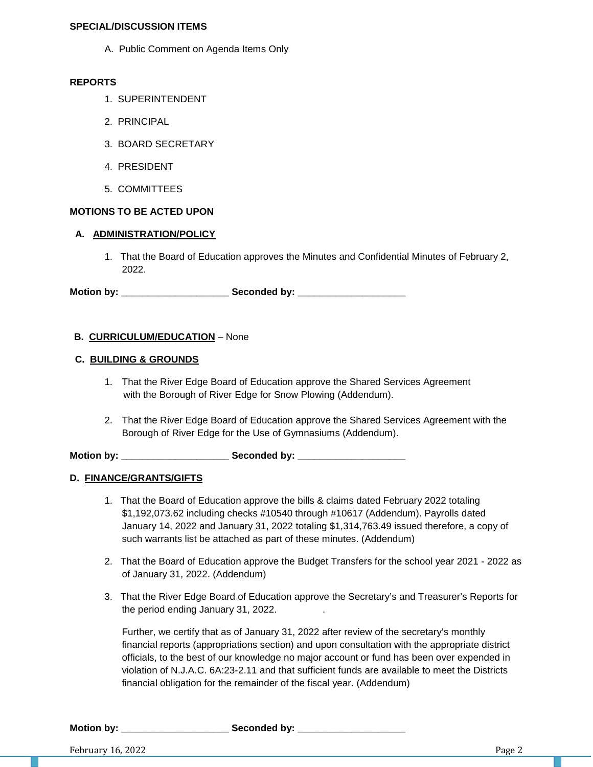**SPECIAL/DISCUSSION ITEMS**

A. Public Comment on Agenda Items Only

**REPORTS**

1. SUPERINTENDENT
2. PRINCIPAL
3. BOARD SECRETARY
4. PRESIDENT
5. COMMITTEES

**MOTIONS TO BE ACTED UPON**

**A. ADMINISTRATION/POLICY**

1. That the Board of Education approves the Minutes and Confidential Minutes of February 2, 2022.

**Motion by: ____________________ Seconded by: ____________________**

**B. CURRICULUM/EDUCATION** – None

**C. BUILDING & GROUNDS**

1. That the River Edge Board of Education approve the Shared Services Agreement with the Borough of River Edge for Snow Plowing (Addendum).

2. That the River Edge Board of Education approve the Shared Services Agreement with the Borough of River Edge for the Use of Gymnasiums (Addendum).

**Motion by: ____________________ Seconded by: ____________________**

**D. FINANCE/GRANTS/GIFTS**

1. That the Board of Education approve the bills & claims dated February 2022 totaling $1,192,073.62 including checks #10540 through #10617 (Addendum). Payrolls dated January 14, 2022 and January 31, 2022 totaling $1,314,763.49 issued therefore, a copy of such warrants list be attached as part of these minutes. (Addendum)

2. That the Board of Education approve the Budget Transfers for the school year 2021 - 2022 as of January 31, 2022. (Addendum)

3. That the River Edge Board of Education approve the Secretary's and Treasurer's Reports for the period ending January 31, 2022.

   Further, we certify that as of January 31, 2022 after review of the secretary's monthly financial reports (appropriations section) and upon consultation with the appropriate district officials, to the best of our knowledge no major account or fund has been over expended in violation of N.J.A.C. 6A:23-2.11 and that sufficient funds are available to meet the Districts financial obligation for the remainder of the fiscal year. (Addendum)

**Motion by: ____________________ Seconded by: ____________________**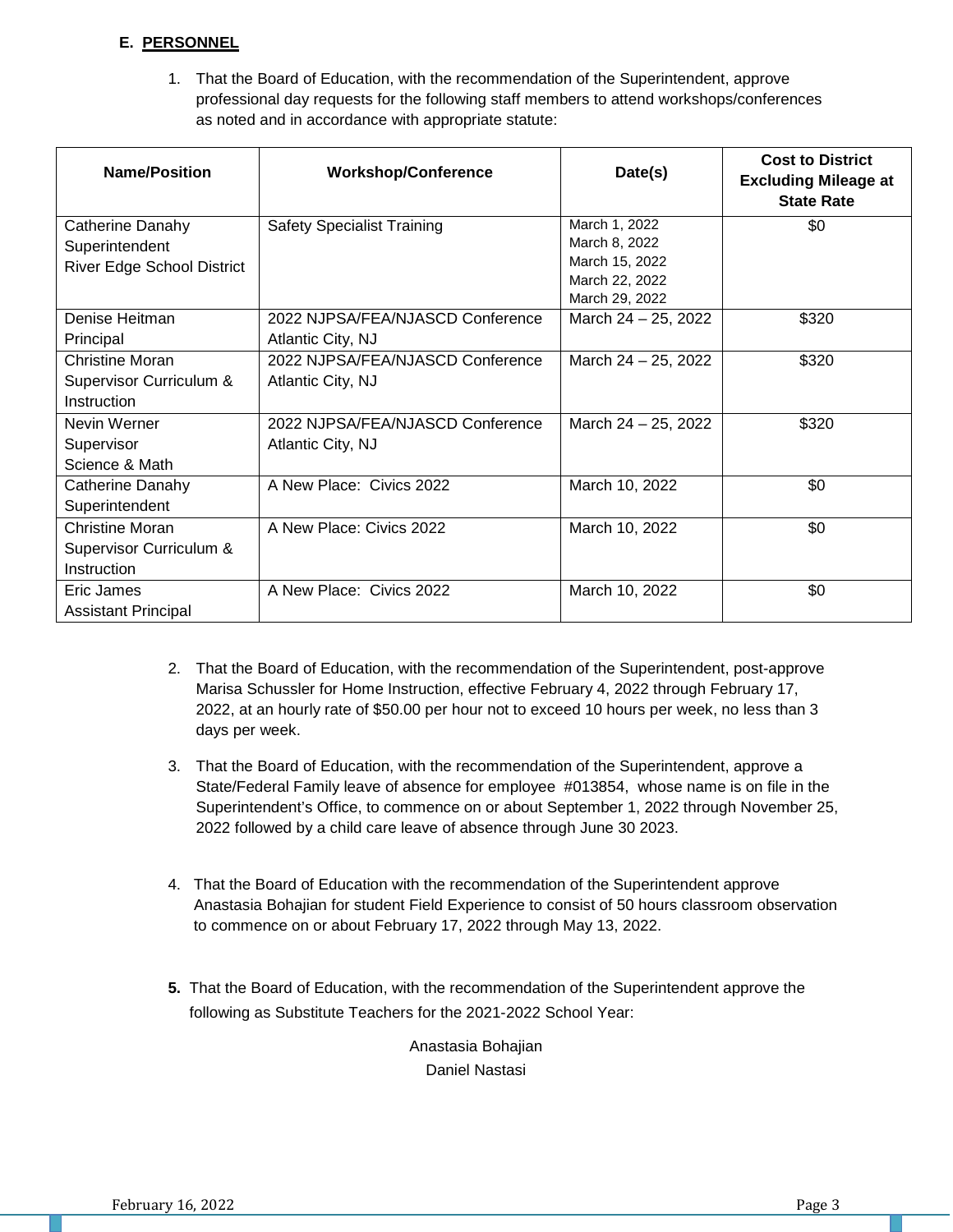### E. PERSONNEL

1. That the Board of Education, with the recommendation of the Superintendent, approve professional day requests for the following staff members to attend workshops/conferences as noted and in accordance with appropriate statute:

| Name/Position | Workshop/Conference | Date(s) | Cost to District Excluding Mileage at State Rate |
|---|---|---|---|
| Catherine Danahy<br>Superintendent<br>River Edge School District | Safety Specialist Training | March 1, 2022<br>March 8, 2022<br>March 15, 2022<br>March 22, 2022<br>March 29, 2022 | $0 |
| Denise Heitman<br>Principal | 2022 NJPSA/FEA/NJASCD Conference<br>Atlantic City, NJ | March 24 – 25, 2022 | $320 |
| Christine Moran<br>Supervisor Curriculum & Instruction | 2022 NJPSA/FEA/NJASCD Conference<br>Atlantic City, NJ | March 24 – 25, 2022 | $320 |
| Nevin Werner<br>Supervisor<br>Science & Math | 2022 NJPSA/FEA/NJASCD Conference<br>Atlantic City, NJ | March 24 – 25, 2022 | $320 |
| Catherine Danahy<br>Superintendent | A New Place: Civics 2022 | March 10, 2022 | $0 |
| Christine Moran<br>Supervisor Curriculum & Instruction | A New Place: Civics 2022 | March 10, 2022 | $0 |
| Eric James<br>Assistant Principal | A New Place: Civics 2022 | March 10, 2022 | $0 |

2. That the Board of Education, with the recommendation of the Superintendent, post-approve Marisa Schussler for Home Instruction, effective February 4, 2022 through February 17, 2022, at an hourly rate of $50.00 per hour not to exceed 10 hours per week, no less than 3 days per week.

3. That the Board of Education, with the recommendation of the Superintendent, approve a State/Federal Family leave of absence for employee #013854, whose name is on file in the Superintendent's Office, to commence on or about September 1, 2022 through November 25, 2022 followed by a child care leave of absence through June 30 2023.

4. That the Board of Education with the recommendation of the Superintendent approve Anastasia Bohajian for student Field Experience to consist of 50 hours classroom observation to commence on or about February 17, 2022 through May 13, 2022.

**5.** That the Board of Education, with the recommendation of the Superintendent approve the following as Substitute Teachers for the 2021-2022 School Year:

Anastasia Bohajian
Daniel Nastasi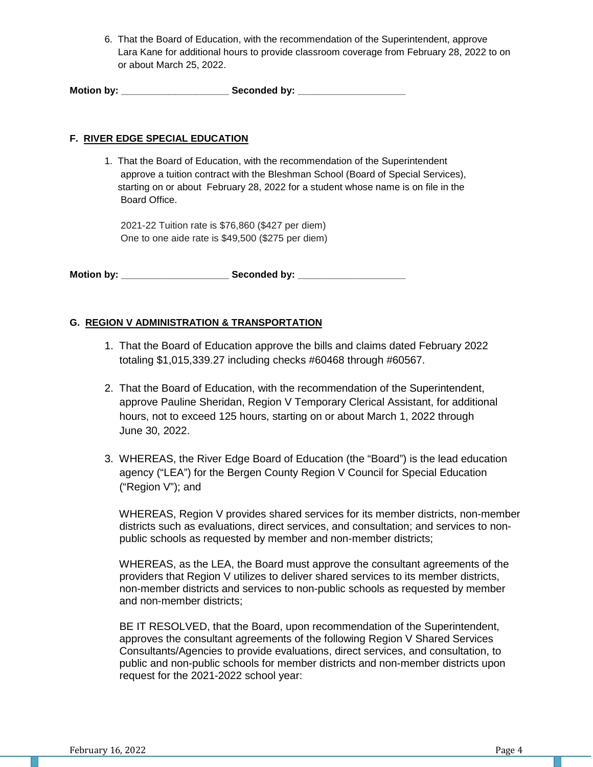6. That the Board of Education, with the recommendation of the Superintendent, approve Lara Kane for additional hours to provide classroom coverage from February 28, 2022 to on or about March 25, 2022.

**Motion by: ____________________ Seconded by: ____________________**

### F. RIVER EDGE SPECIAL EDUCATION

1. That the Board of Education, with the recommendation of the Superintendent approve a tuition contract with the Bleshman School (Board of Special Services), starting on or about February 28, 2022 for a student whose name is on file in the Board Office.

   2021-22 Tuition rate is $76,860 ($427 per diem)
   One to one aide rate is $49,500 ($275 per diem)

**Motion by: ____________________ Seconded by: ____________________**

### G. REGION V ADMINISTRATION & TRANSPORTATION

1. That the Board of Education approve the bills and claims dated February 2022 totaling $1,015,339.27 including checks #60468 through #60567.

2. That the Board of Education, with the recommendation of the Superintendent, approve Pauline Sheridan, Region V Temporary Clerical Assistant, for additional hours, not to exceed 125 hours, starting on or about March 1, 2022 through June 30, 2022.

3. WHEREAS, the River Edge Board of Education (the "Board") is the lead education agency ("LEA") for the Bergen County Region V Council for Special Education ("Region V"); and

   WHEREAS, Region V provides shared services for its member districts, non-member districts such as evaluations, direct services, and consultation; and services to non-public schools as requested by member and non-member districts;

   WHEREAS, as the LEA, the Board must approve the consultant agreements of the providers that Region V utilizes to deliver shared services to its member districts, non-member districts and services to non-public schools as requested by member and non-member districts;

   BE IT RESOLVED, that the Board, upon recommendation of the Superintendent, approves the consultant agreements of the following Region V Shared Services Consultants/Agencies to provide evaluations, direct services, and consultation, to public and non-public schools for member districts and non-member districts upon request for the 2021-2022 school year: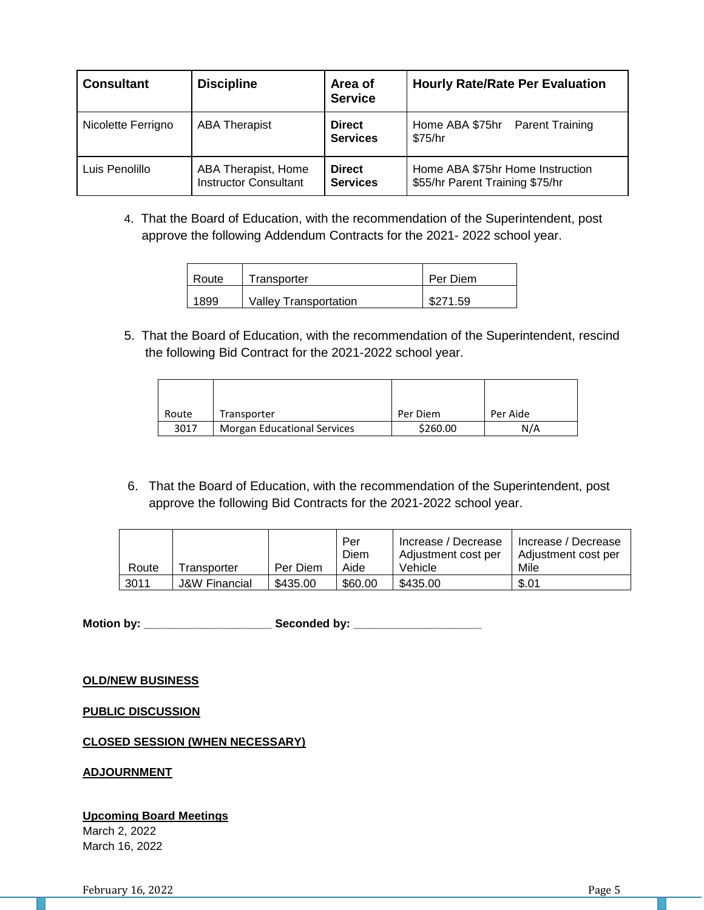| Consultant | Discipline | Area of Service | Hourly Rate/Rate Per Evaluation |
|---|---|---|---|
| Nicolette Ferrigno | ABA Therapist | **Direct Services** | Home ABA $75hr Parent Training $75/hr |
| Luis Penolillo | ABA Therapist, Home Instructor Consultant | **Direct Services** | Home ABA $75hr Home Instruction $55/hr Parent Training $75/hr |

4. That the Board of Education, with the recommendation of the Superintendent, post approve the following Addendum Contracts for the 2021- 2022 school year.

| Route | Transporter | Per Diem |
|---|---|---|
| 1899 | Valley Transportation | $271.59 |

5. That the Board of Education, with the recommendation of the Superintendent, rescind the following Bid Contract for the 2021-2022 school year.

| Route | Transporter | Per Diem | Per Aide |
|---|---|---|---|
| 3017 | Morgan Educational Services | $260.00 | N/A |

6. That the Board of Education, with the recommendation of the Superintendent, post approve the following Bid Contracts for the 2021-2022 school year.

| Route | Transporter | Per Diem | Per Diem Aide | Increase / Decrease Adjustment cost per Vehicle | Increase / Decrease Adjustment cost per Mile |
|---|---|---|---|---|---|
| 3011 | J&W Financial | $435.00 | $60.00 | $435.00 | $.01 |

**Motion by: ____________________ Seconded by: ____________________**

**OLD/NEW BUSINESS**

**PUBLIC DISCUSSION**

**CLOSED SESSION (WHEN NECESSARY)**

**ADJOURNMENT**

**Upcoming Board Meetings**

March 2, 2022

March 16, 2022